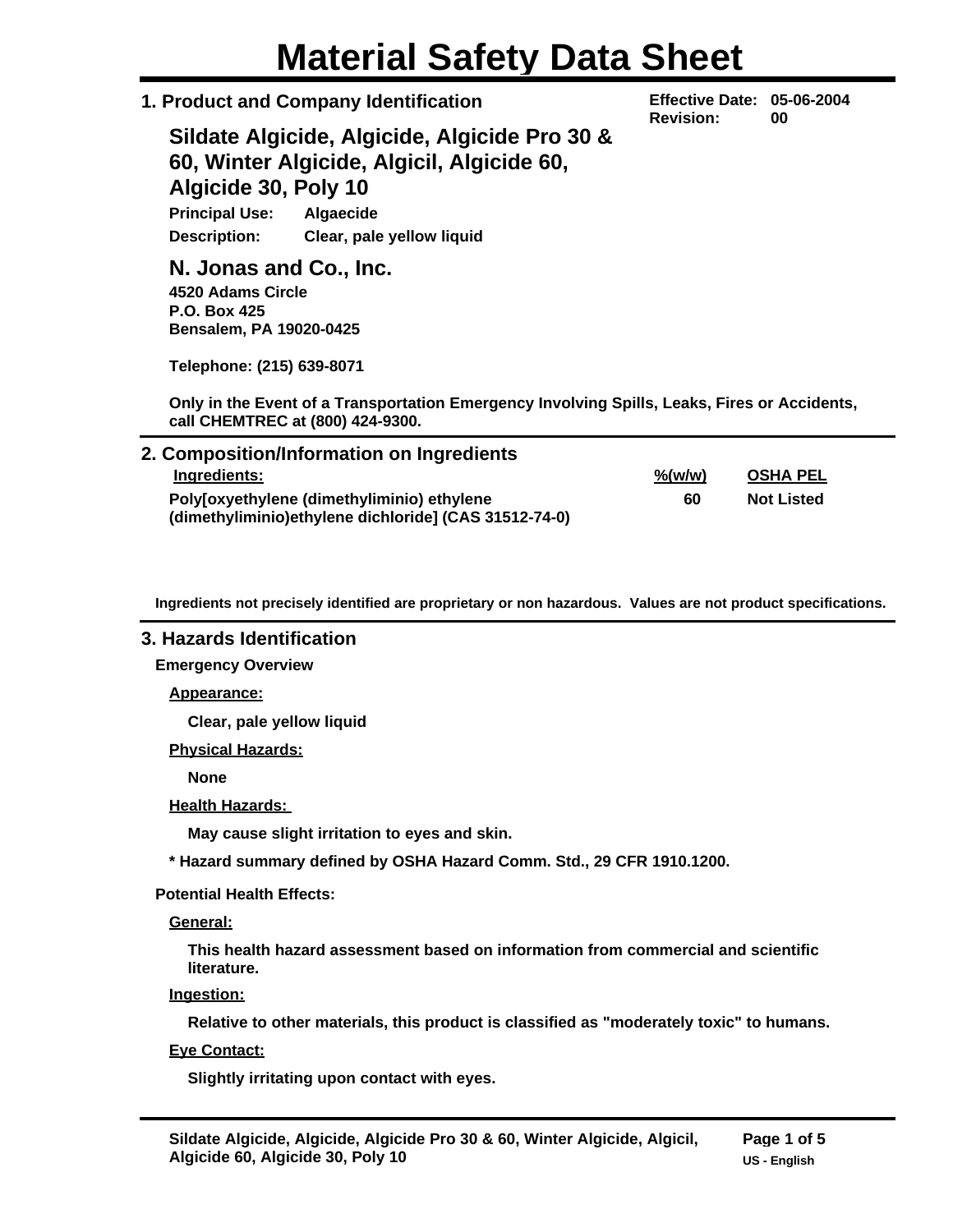# Material Safety Data Sheet

## 1. Product and Company Identification

**Effective Date:** 05-06-2004
**Revision:** 00

### Sildate Algicide, Algicide, Algicide Pro 30 & 60, Winter Algicide, Algicil, Algicide 60, Algicide 30, Poly 10

**Principal Use:** Algaecide

**Description:** Clear, pale yellow liquid

### N. Jonas and Co., Inc.

**4520 Adams Circle**
**P.O. Box 425**
**Bensalem, PA 19020-0425**

**Telephone: (215) 639-8071**

**Only in the Event of a Transportation Emergency Involving Spills, Leaks, Fires or Accidents, call CHEMTREC at (800) 424-9300.**

## 2. Composition/Information on Ingredients

| Ingredients: | %(w/w) | OSHA PEL |
|---|---|---|
| Poly[oxyethylene (dimethyliminio) ethylene (dimethyliminio)ethylene dichloride] (CAS 31512-74-0) | 60 | Not Listed |

Ingredients not precisely identified are proprietary or non hazardous. Values are not product specifications.

## 3. Hazards Identification

**Emergency Overview**

**Appearance:**

Clear, pale yellow liquid

**Physical Hazards:**

None

**Health Hazards:**

May cause slight irritation to eyes and skin.

* Hazard summary defined by OSHA Hazard Comm. Std., 29 CFR 1910.1200.

**Potential Health Effects:**

**General:**

This health hazard assessment based on information from commercial and scientific literature.

**Ingestion:**

Relative to other materials, this product is classified as "moderately toxic" to humans.

**Eye Contact:**

Slightly irritating upon contact with eyes.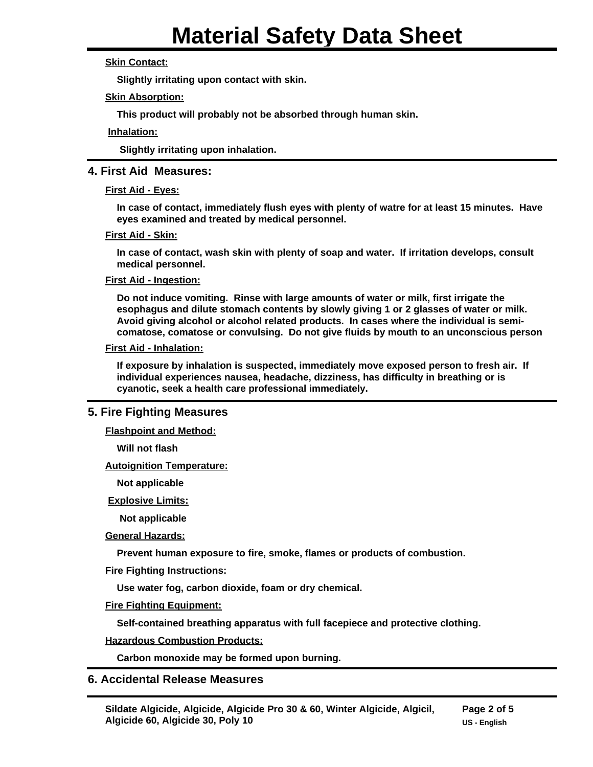**Skin Contact:**

Slightly irritating upon contact with skin.

**Skin Absorption:**

This product will probably not be absorbed through human skin.

**Inhalation:**

Slightly irritating upon inhalation.

## 4. First Aid Measures:

**First Aid - Eyes:**

In case of contact, immediately flush eyes with plenty of watre for at least 15 minutes. Have eyes examined and treated by medical personnel.

**First Aid - Skin:**

In case of contact, wash skin with plenty of soap and water. If irritation develops, consult medical personnel.

**First Aid - Ingestion:**

Do not induce vomiting. Rinse with large amounts of water or milk, first irrigate the esophagus and dilute stomach contents by slowly giving 1 or 2 glasses of water or milk. Avoid giving alcohol or alcohol related products. In cases where the individual is semi-comatose, comatose or convulsing. Do not give fluids by mouth to an unconscious person

**First Aid - Inhalation:**

If exposure by inhalation is suspected, immediately move exposed person to fresh air. If individual experiences nausea, headache, dizziness, has difficulty in breathing or is cyanotic, seek a health care professional immediately.

## 5. Fire Fighting Measures

**Flashpoint and Method:**

Will not flash

**Autoignition Temperature:**

Not applicable

**Explosive Limits:**

Not applicable

**General Hazards:**

Prevent human exposure to fire, smoke, flames or products of combustion.

**Fire Fighting Instructions:**

Use water fog, carbon dioxide, foam or dry chemical.

**Fire Fighting Equipment:**

Self-contained breathing apparatus with full facepiece and protective clothing.

**Hazardous Combustion Products:**

Carbon monoxide may be formed upon burning.

## 6. Accidental Release Measures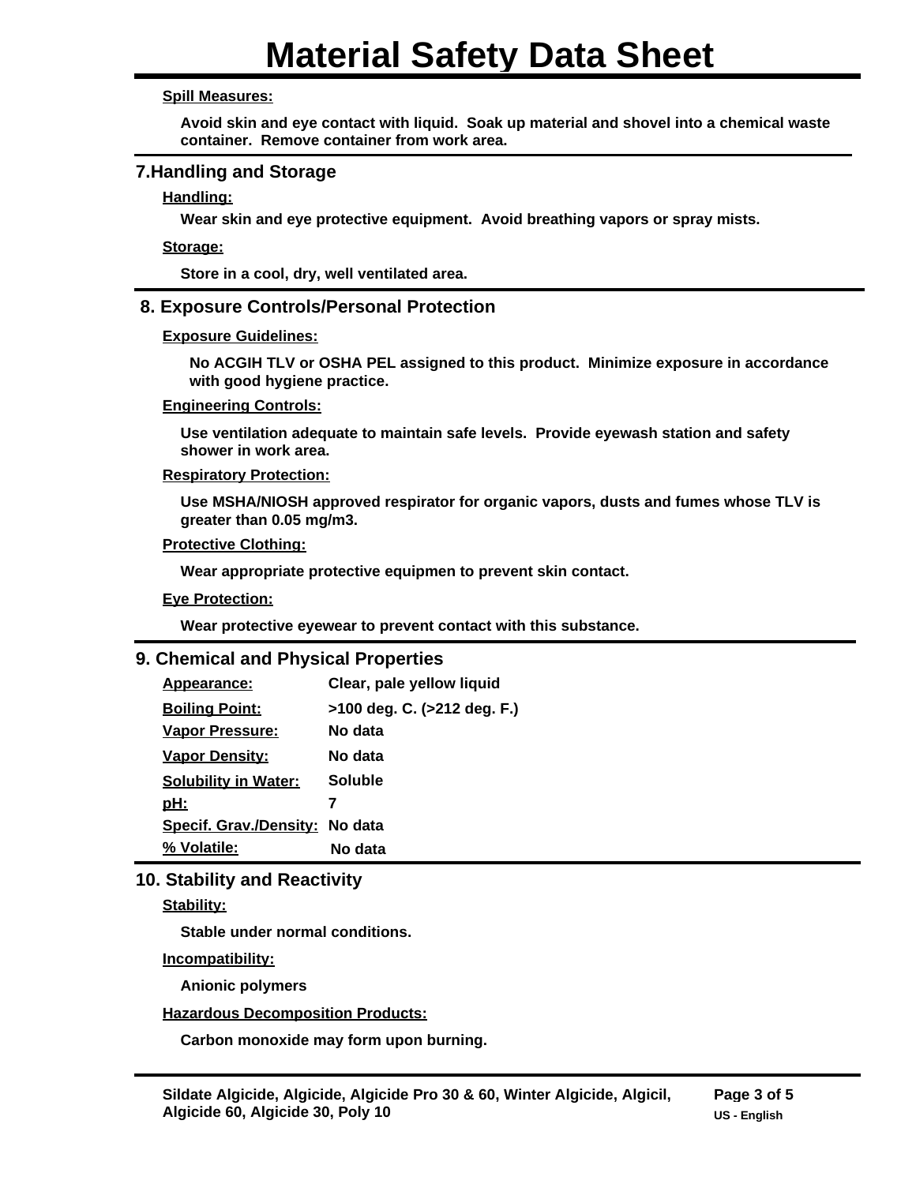**Spill Measures:**

Avoid skin and eye contact with liquid. Soak up material and shovel into a chemical waste container. Remove container from work area.

## 7.Handling and Storage

**Handling:**

Wear skin and eye protective equipment. Avoid breathing vapors or spray mists.

**Storage:**

Store in a cool, dry, well ventilated area.

## 8. Exposure Controls/Personal Protection

**Exposure Guidelines:**

No ACGIH TLV or OSHA PEL assigned to this product. Minimize exposure in accordance with good hygiene practice.

**Engineering Controls:**

Use ventilation adequate to maintain safe levels. Provide eyewash station and safety shower in work area.

**Respiratory Protection:**

Use MSHA/NIOSH approved respirator for organic vapors, dusts and fumes whose TLV is greater than 0.05 mg/m3.

**Protective Clothing:**

Wear appropriate protective equipmen to prevent skin contact.

**Eye Protection:**

Wear protective eyewear to prevent contact with this substance.

## 9. Chemical and Physical Properties

| | |
|---|---|
| Appearance: | Clear, pale yellow liquid |
| Boiling Point: | >100 deg. C. (>212 deg. F.) |
| Vapor Pressure: | No data |
| Vapor Density: | No data |
| Solubility in Water: | Soluble |
| pH: | 7 |
| Specif. Grav./Density: | No data |
| % Volatile: | No data |

## 10. Stability and Reactivity

**Stability:**

Stable under normal conditions.

**Incompatibility:**

Anionic polymers

**Hazardous Decomposition Products:**

Carbon monoxide may form upon burning.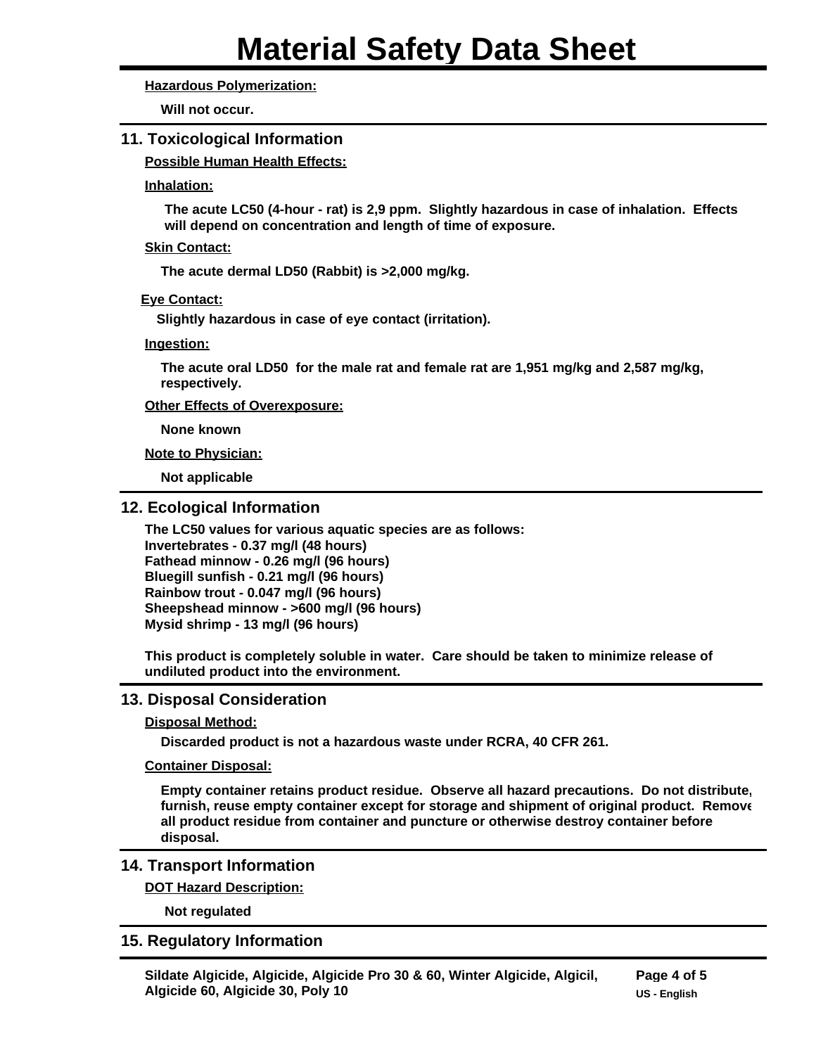**Hazardous Polymerization:**

Will not occur.

## 11. Toxicological Information

**Possible Human Health Effects:**

**Inhalation:**

The acute LC50 (4-hour - rat) is 2,9 ppm. Slightly hazardous in case of inhalation. Effects will depend on concentration and length of time of exposure.

**Skin Contact:**

The acute dermal LD50 (Rabbit) is >2,000 mg/kg.

**Eye Contact:**

Slightly hazardous in case of eye contact (irritation).

**Ingestion:**

The acute oral LD50 for the male rat and female rat are 1,951 mg/kg and 2,587 mg/kg, respectively.

**Other Effects of Overexposure:**

None known

**Note to Physician:**

Not applicable

## 12. Ecological Information

The LC50 values for various aquatic species are as follows:
Invertebrates - 0.37 mg/l (48 hours)
Fathead minnow - 0.26 mg/l (96 hours)
Bluegill sunfish - 0.21 mg/l (96 hours)
Rainbow trout - 0.047 mg/l (96 hours)
Sheepshead minnow - >600 mg/l (96 hours)
Mysid shrimp - 13 mg/l (96 hours)

This product is completely soluble in water. Care should be taken to minimize release of undiluted product into the environment.

## 13. Disposal Consideration

**Disposal Method:**

Discarded product is not a hazardous waste under RCRA, 40 CFR 261.

**Container Disposal:**

Empty container retains product residue. Observe all hazard precautions. Do not distribute, furnish, reuse empty container except for storage and shipment of original product. Remove all product residue from container and puncture or otherwise destroy container before disposal.

## 14. Transport Information

**DOT Hazard Description:**

Not regulated

## 15. Regulatory Information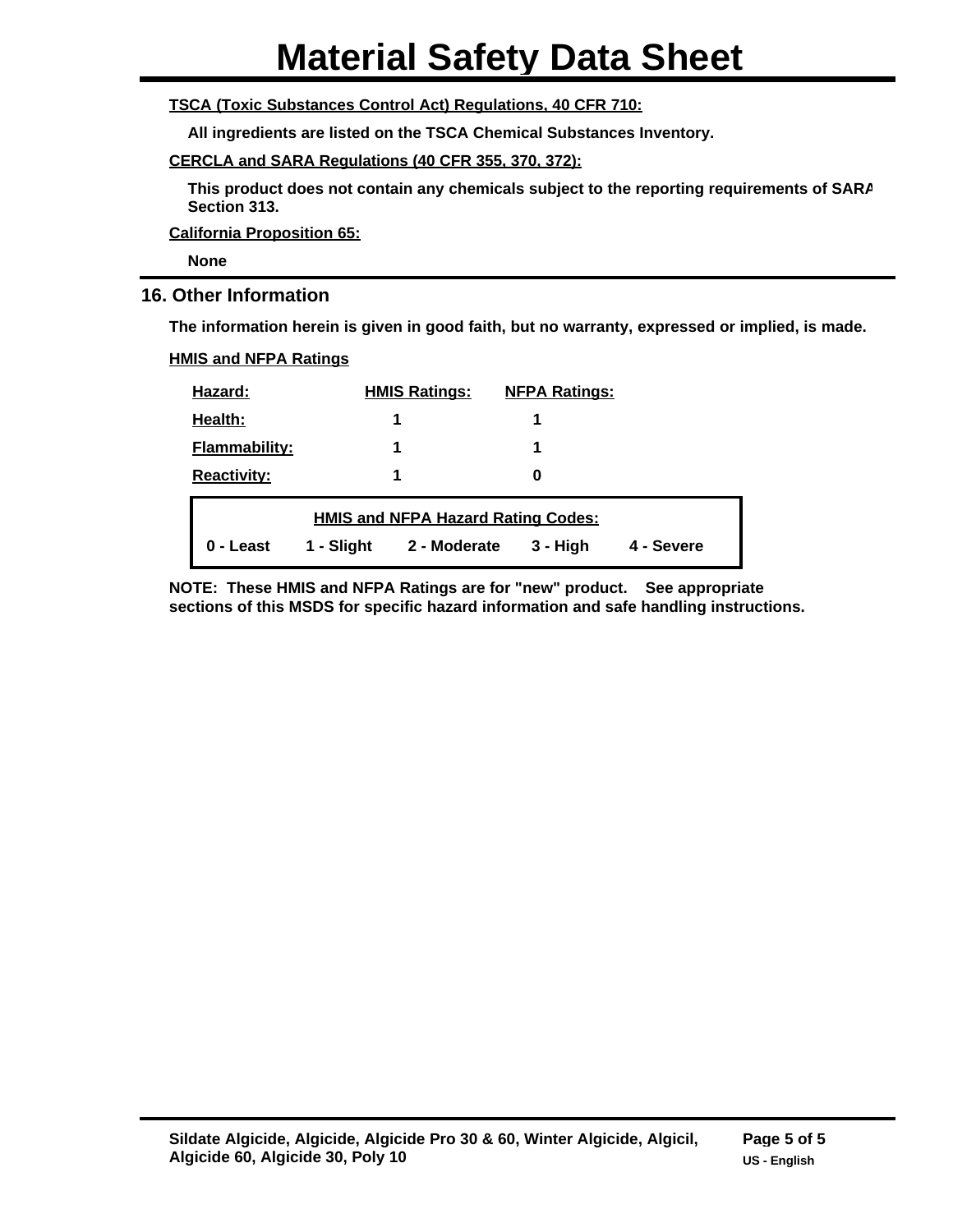**TSCA (Toxic Substances Control Act) Regulations, 40 CFR 710:**

**All ingredients are listed on the TSCA Chemical Substances Inventory.**

**CERCLA and SARA Regulations (40 CFR 355, 370, 372):**

**This product does not contain any chemicals subject to the reporting requirements of SARA Section 313.**

**California Proposition 65:**

**None**

## 16. Other Information

**The information herein is given in good faith, but no warranty, expressed or implied, is made.**

**HMIS and NFPA Ratings**

| Hazard: | HMIS Ratings: | NFPA Ratings: |
|---|---|---|
| Health: | 1 | 1 |
| Flammability: | 1 | 1 |
| Reactivity: | 1 | 0 |

**HMIS and NFPA Hazard Rating Codes:**

| | | | | |
|---|---|---|---|---|
| 0 - Least | 1 - Slight | 2 - Moderate | 3 - High | 4 - Severe |

**NOTE: These HMIS and NFPA Ratings are for "new" product. See appropriate sections of this MSDS for specific hazard information and safe handling instructions.**